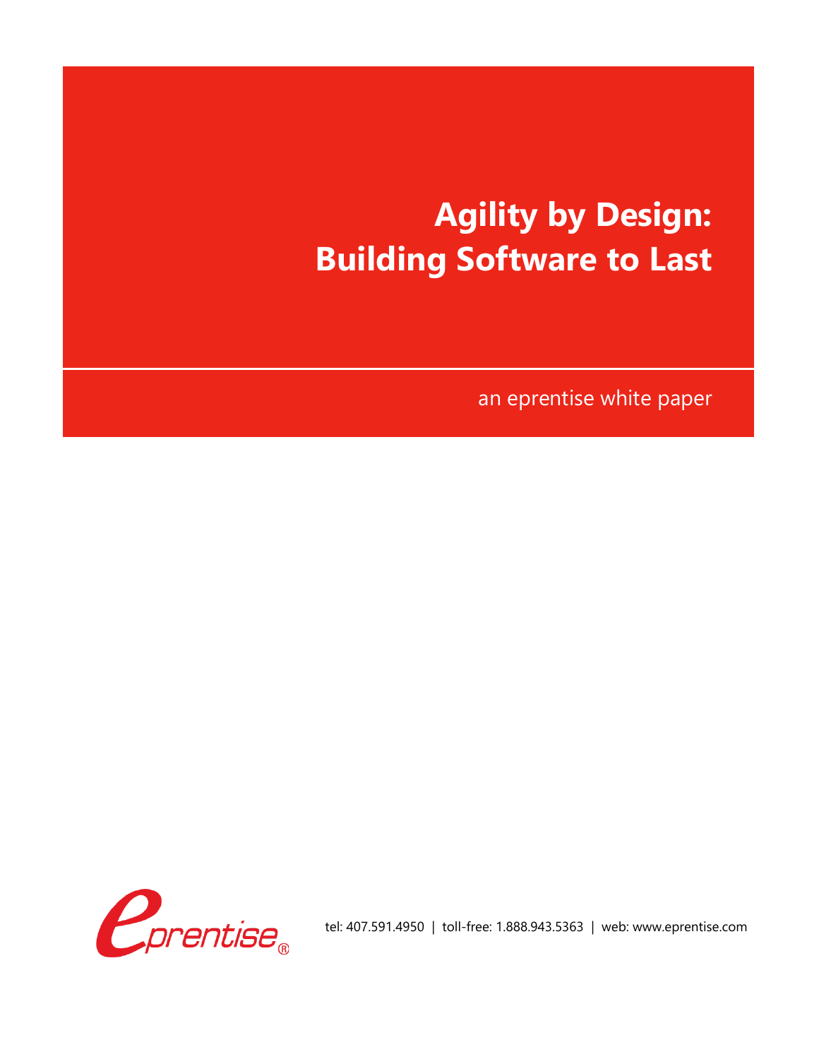# Agility by Design: Building Software to Last

an eprentise white paper

tel: 407.591.4950 | toll-free: 1.888.943.5363 | web: www.eprentise.com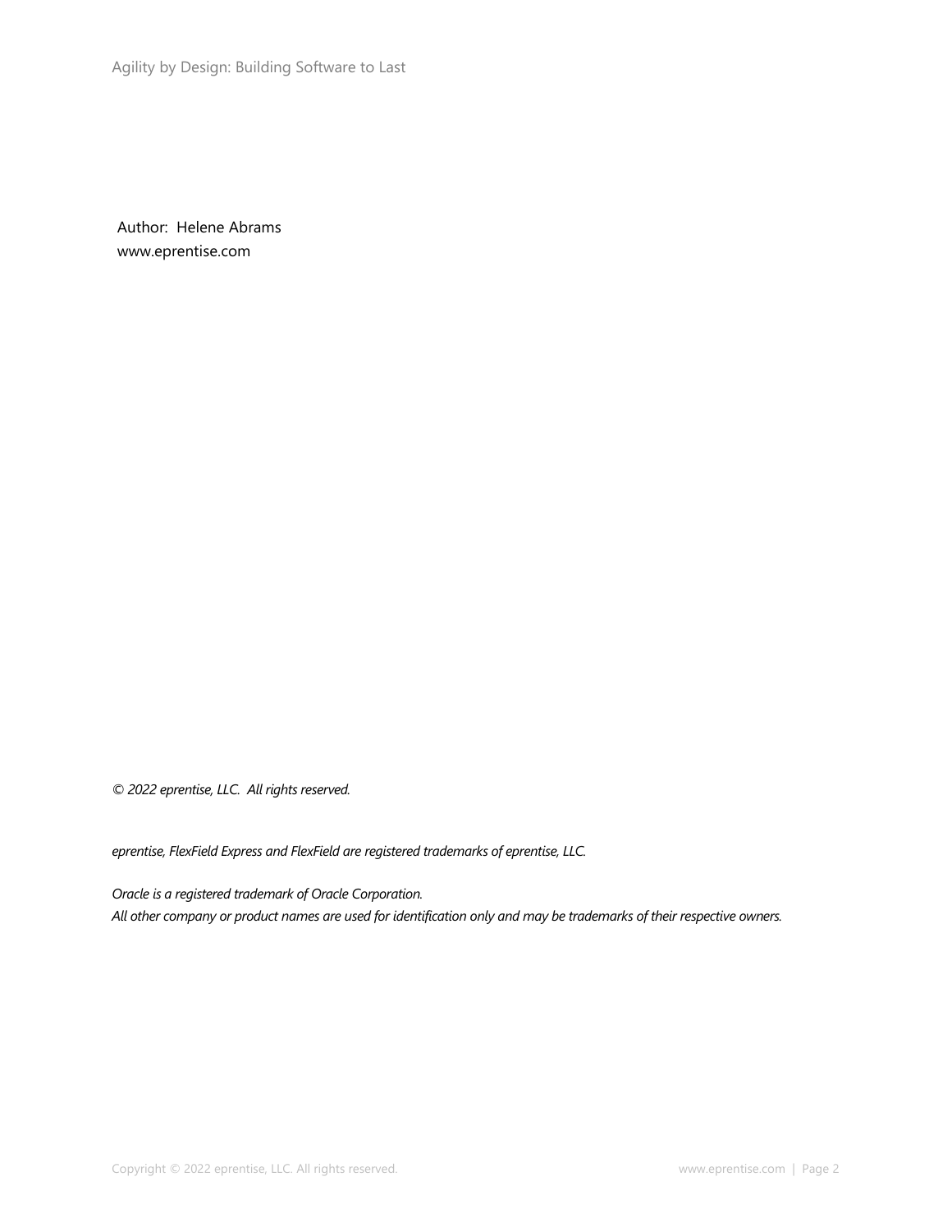Author: Helene Abrams
www.eprentise.com

*© 2022 eprentise, LLC. All rights reserved.*

*eprentise, FlexField Express and FlexField are registered trademarks of eprentise, LLC.*

*Oracle is a registered trademark of Oracle Corporation.*
*All other company or product names are used for identification only and may be trademarks of their respective owners.*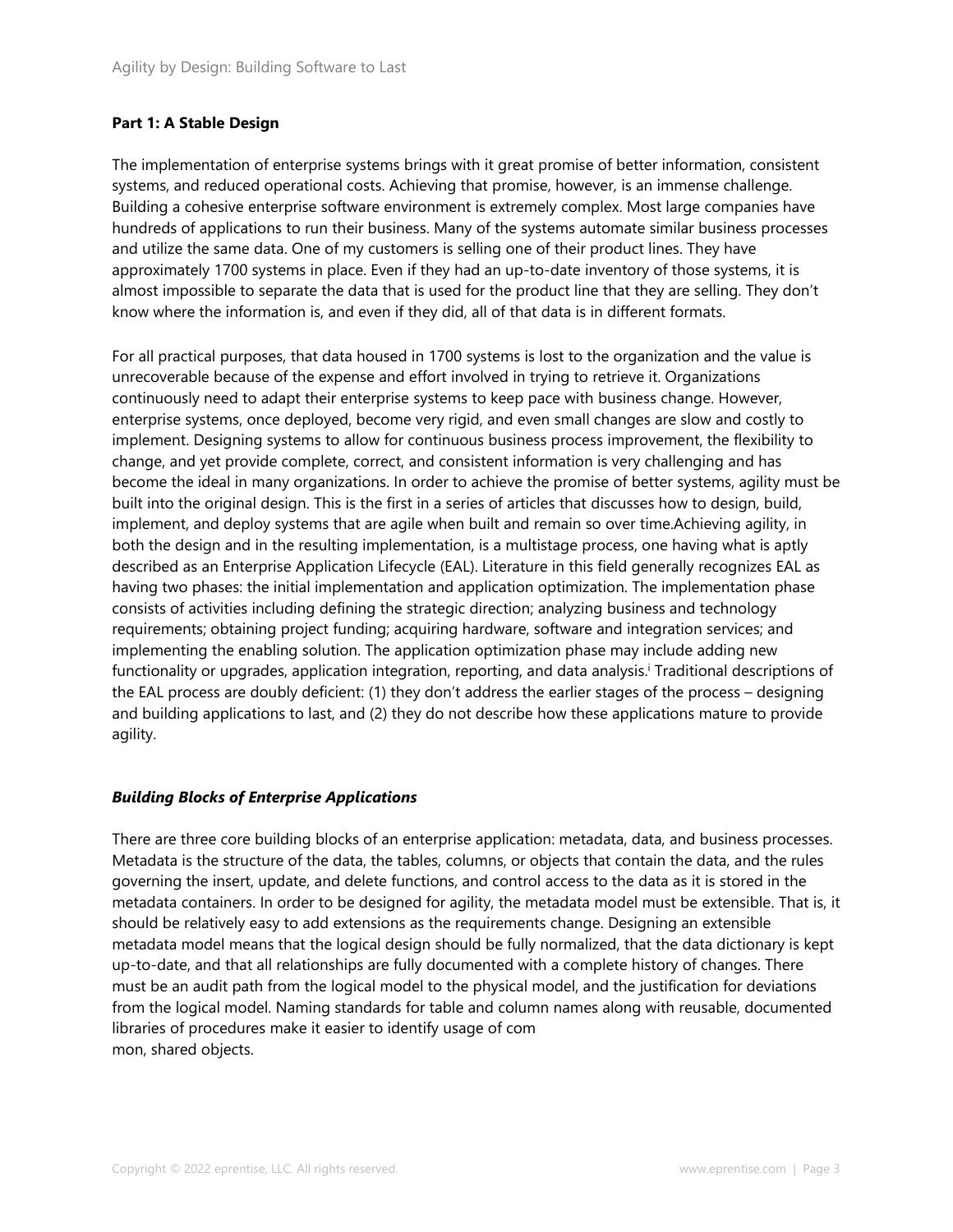**Part 1: A Stable Design**

The implementation of enterprise systems brings with it great promise of better information, consistent systems, and reduced operational costs. Achieving that promise, however, is an immense challenge. Building a cohesive enterprise software environment is extremely complex. Most large companies have hundreds of applications to run their business. Many of the systems automate similar business processes and utilize the same data. One of my customers is selling one of their product lines. They have approximately 1700 systems in place. Even if they had an up-to-date inventory of those systems, it is almost impossible to separate the data that is used for the product line that they are selling. They don't know where the information is, and even if they did, all of that data is in different formats.

For all practical purposes, that data housed in 1700 systems is lost to the organization and the value is unrecoverable because of the expense and effort involved in trying to retrieve it. Organizations continuously need to adapt their enterprise systems to keep pace with business change. However, enterprise systems, once deployed, become very rigid, and even small changes are slow and costly to implement. Designing systems to allow for continuous business process improvement, the flexibility to change, and yet provide complete, correct, and consistent information is very challenging and has become the ideal in many organizations. In order to achieve the promise of better systems, agility must be built into the original design. This is the first in a series of articles that discusses how to design, build, implement, and deploy systems that are agile when built and remain so over time.Achieving agility, in both the design and in the resulting implementation, is a multistage process, one having what is aptly described as an Enterprise Application Lifecycle (EAL). Literature in this field generally recognizes EAL as having two phases: the initial implementation and application optimization. The implementation phase consists of activities including defining the strategic direction; analyzing business and technology requirements; obtaining project funding; acquiring hardware, software and integration services; and implementing the enabling solution. The application optimization phase may include adding new functionality or upgrades, application integration, reporting, and data analysis.[i] Traditional descriptions of the EAL process are doubly deficient: (1) they don't address the earlier stages of the process – designing and building applications to last, and (2) they do not describe how these applications mature to provide agility.

***Building Blocks of Enterprise Applications***

There are three core building blocks of an enterprise application: metadata, data, and business processes. Metadata is the structure of the data, the tables, columns, or objects that contain the data, and the rules governing the insert, update, and delete functions, and control access to the data as it is stored in the metadata containers. In order to be designed for agility, the metadata model must be extensible. That is, it should be relatively easy to add extensions as the requirements change. Designing an extensible metadata model means that the logical design should be fully normalized, that the data dictionary is kept up-to-date, and that all relationships are fully documented with a complete history of changes. There must be an audit path from the logical model to the physical model, and the justification for deviations from the logical model. Naming standards for table and column names along with reusable, documented libraries of procedures make it easier to identify usage of common, shared objects.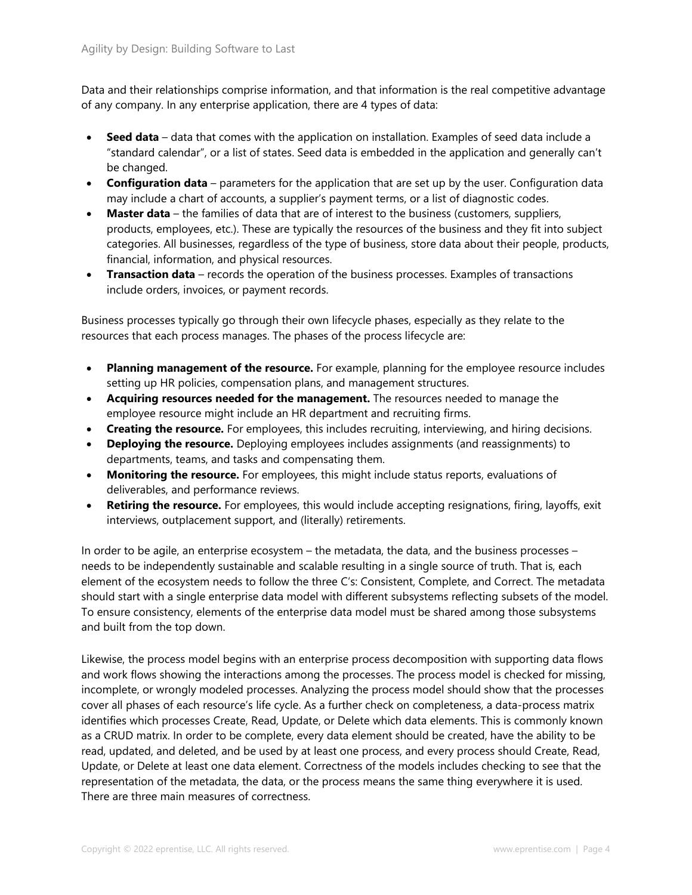Data and their relationships comprise information, and that information is the real competitive advantage of any company. In any enterprise application, there are 4 types of data:

- **Seed data** – data that comes with the application on installation. Examples of seed data include a "standard calendar", or a list of states. Seed data is embedded in the application and generally can't be changed.
- **Configuration data** – parameters for the application that are set up by the user. Configuration data may include a chart of accounts, a supplier's payment terms, or a list of diagnostic codes.
- **Master data** – the families of data that are of interest to the business (customers, suppliers, products, employees, etc.). These are typically the resources of the business and they fit into subject categories. All businesses, regardless of the type of business, store data about their people, products, financial, information, and physical resources.
- **Transaction data** – records the operation of the business processes. Examples of transactions include orders, invoices, or payment records.

Business processes typically go through their own lifecycle phases, especially as they relate to the resources that each process manages. The phases of the process lifecycle are:

- **Planning management of the resource.** For example, planning for the employee resource includes setting up HR policies, compensation plans, and management structures.
- **Acquiring resources needed for the management.** The resources needed to manage the employee resource might include an HR department and recruiting firms.
- **Creating the resource.** For employees, this includes recruiting, interviewing, and hiring decisions.
- **Deploying the resource.** Deploying employees includes assignments (and reassignments) to departments, teams, and tasks and compensating them.
- **Monitoring the resource.** For employees, this might include status reports, evaluations of deliverables, and performance reviews.
- **Retiring the resource.** For employees, this would include accepting resignations, firing, layoffs, exit interviews, outplacement support, and (literally) retirements.

In order to be agile, an enterprise ecosystem – the metadata, the data, and the business processes – needs to be independently sustainable and scalable resulting in a single source of truth. That is, each element of the ecosystem needs to follow the three C's: Consistent, Complete, and Correct. The metadata should start with a single enterprise data model with different subsystems reflecting subsets of the model. To ensure consistency, elements of the enterprise data model must be shared among those subsystems and built from the top down.

Likewise, the process model begins with an enterprise process decomposition with supporting data flows and work flows showing the interactions among the processes. The process model is checked for missing, incomplete, or wrongly modeled processes. Analyzing the process model should show that the processes cover all phases of each resource's life cycle. As a further check on completeness, a data-process matrix identifies which processes Create, Read, Update, or Delete which data elements. This is commonly known as a CRUD matrix. In order to be complete, every data element should be created, have the ability to be read, updated, and deleted, and be used by at least one process, and every process should Create, Read, Update, or Delete at least one data element. Correctness of the models includes checking to see that the representation of the metadata, the data, or the process means the same thing everywhere it is used. There are three main measures of correctness.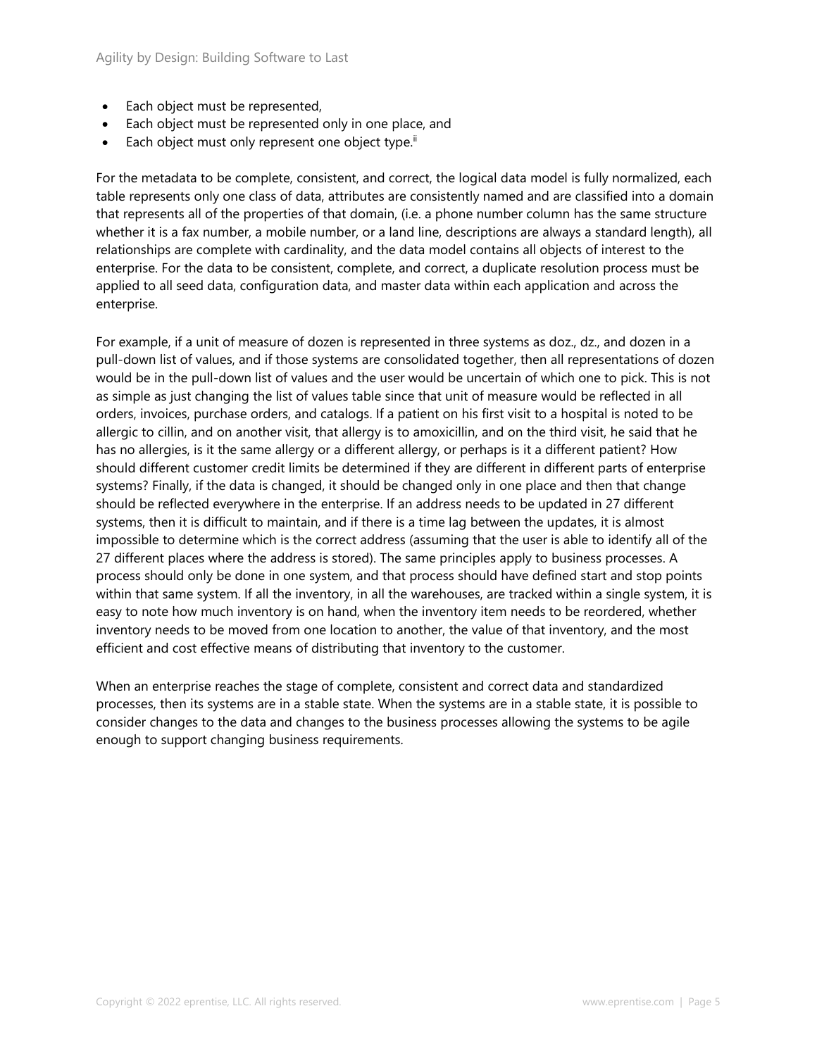- Each object must be represented,
- Each object must be represented only in one place, and
- Each object must only represent one object type.[ii]

For the metadata to be complete, consistent, and correct, the logical data model is fully normalized, each table represents only one class of data, attributes are consistently named and are classified into a domain that represents all of the properties of that domain, (i.e. a phone number column has the same structure whether it is a fax number, a mobile number, or a land line, descriptions are always a standard length), all relationships are complete with cardinality, and the data model contains all objects of interest to the enterprise. For the data to be consistent, complete, and correct, a duplicate resolution process must be applied to all seed data, configuration data, and master data within each application and across the enterprise.

For example, if a unit of measure of dozen is represented in three systems as doz., dz., and dozen in a pull-down list of values, and if those systems are consolidated together, then all representations of dozen would be in the pull-down list of values and the user would be uncertain of which one to pick. This is not as simple as just changing the list of values table since that unit of measure would be reflected in all orders, invoices, purchase orders, and catalogs. If a patient on his first visit to a hospital is noted to be allergic to cillin, and on another visit, that allergy is to amoxicillin, and on the third visit, he said that he has no allergies, is it the same allergy or a different allergy, or perhaps is it a different patient? How should different customer credit limits be determined if they are different in different parts of enterprise systems? Finally, if the data is changed, it should be changed only in one place and then that change should be reflected everywhere in the enterprise. If an address needs to be updated in 27 different systems, then it is difficult to maintain, and if there is a time lag between the updates, it is almost impossible to determine which is the correct address (assuming that the user is able to identify all of the 27 different places where the address is stored). The same principles apply to business processes. A process should only be done in one system, and that process should have defined start and stop points within that same system. If all the inventory, in all the warehouses, are tracked within a single system, it is easy to note how much inventory is on hand, when the inventory item needs to be reordered, whether inventory needs to be moved from one location to another, the value of that inventory, and the most efficient and cost effective means of distributing that inventory to the customer.

When an enterprise reaches the stage of complete, consistent and correct data and standardized processes, then its systems are in a stable state. When the systems are in a stable state, it is possible to consider changes to the data and changes to the business processes allowing the systems to be agile enough to support changing business requirements.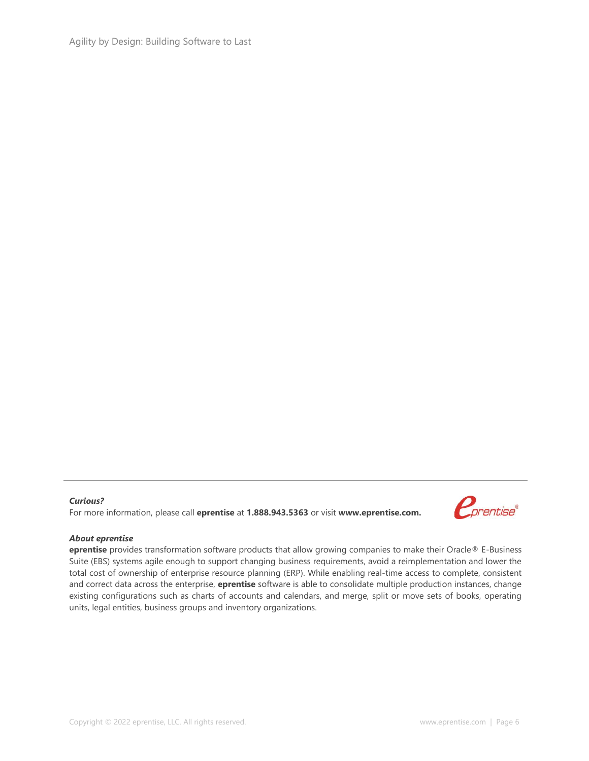***Curious?***

For more information, please call **eprentise** at **1.888.943.5363** or visit **www.eprentise.com.**

***About eprentise***

**eprentise** provides transformation software products that allow growing companies to make their Oracle® E-Business Suite (EBS) systems agile enough to support changing business requirements, avoid a reimplementation and lower the total cost of ownership of enterprise resource planning (ERP). While enabling real-time access to complete, consistent and correct data across the enterprise, **eprentise** software is able to consolidate multiple production instances, change existing configurations such as charts of accounts and calendars, and merge, split or move sets of books, operating units, legal entities, business groups and inventory organizations.